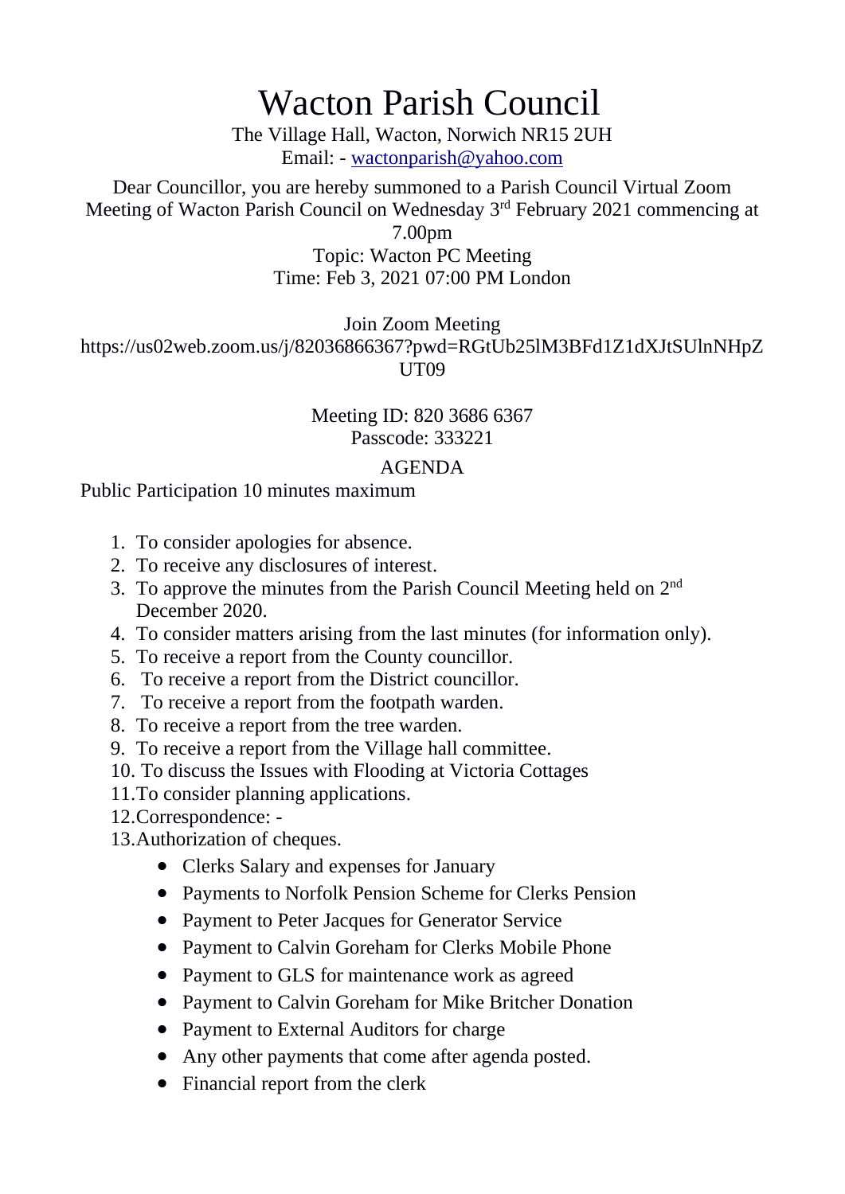# Wacton Parish Council

The Village Hall, Wacton, Norwich NR15 2UH
Email: - wactonparish@yahoo.com

Dear Councillor, you are hereby summoned to a Parish Council Virtual Zoom Meeting of Wacton Parish Council on Wednesday 3rd February 2021 commencing at 7.00pm

Topic: Wacton PC Meeting
Time: Feb 3, 2021 07:00 PM London

Join Zoom Meeting
https://us02web.zoom.us/j/82036866367?pwd=RGtUb25lM3BFd1Z1dXJtSUlnNHpZUT09

Meeting ID: 820 3686 6367
Passcode: 333221

## AGENDA

Public Participation 10 minutes maximum

1. To consider apologies for absence.
2. To receive any disclosures of interest.
3. To approve the minutes from the Parish Council Meeting held on 2nd December 2020.
4. To consider matters arising from the last minutes (for information only).
5. To receive a report from the County councillor.
6. To receive a report from the District councillor.
7. To receive a report from the footpath warden.
8. To receive a report from the tree warden.
9. To receive a report from the Village hall committee.
10. To discuss the Issues with Flooding at Victoria Cottages
11. To consider planning applications.
12. Correspondence: -
13. Authorization of cheques.
    - Clerks Salary and expenses for January
    - Payments to Norfolk Pension Scheme for Clerks Pension
    - Payment to Peter Jacques for Generator Service
    - Payment to Calvin Goreham for Clerks Mobile Phone
    - Payment to GLS for maintenance work as agreed
    - Payment to Calvin Goreham for Mike Britcher Donation
    - Payment to External Auditors for charge
    - Any other payments that come after agenda posted.
    - Financial report from the clerk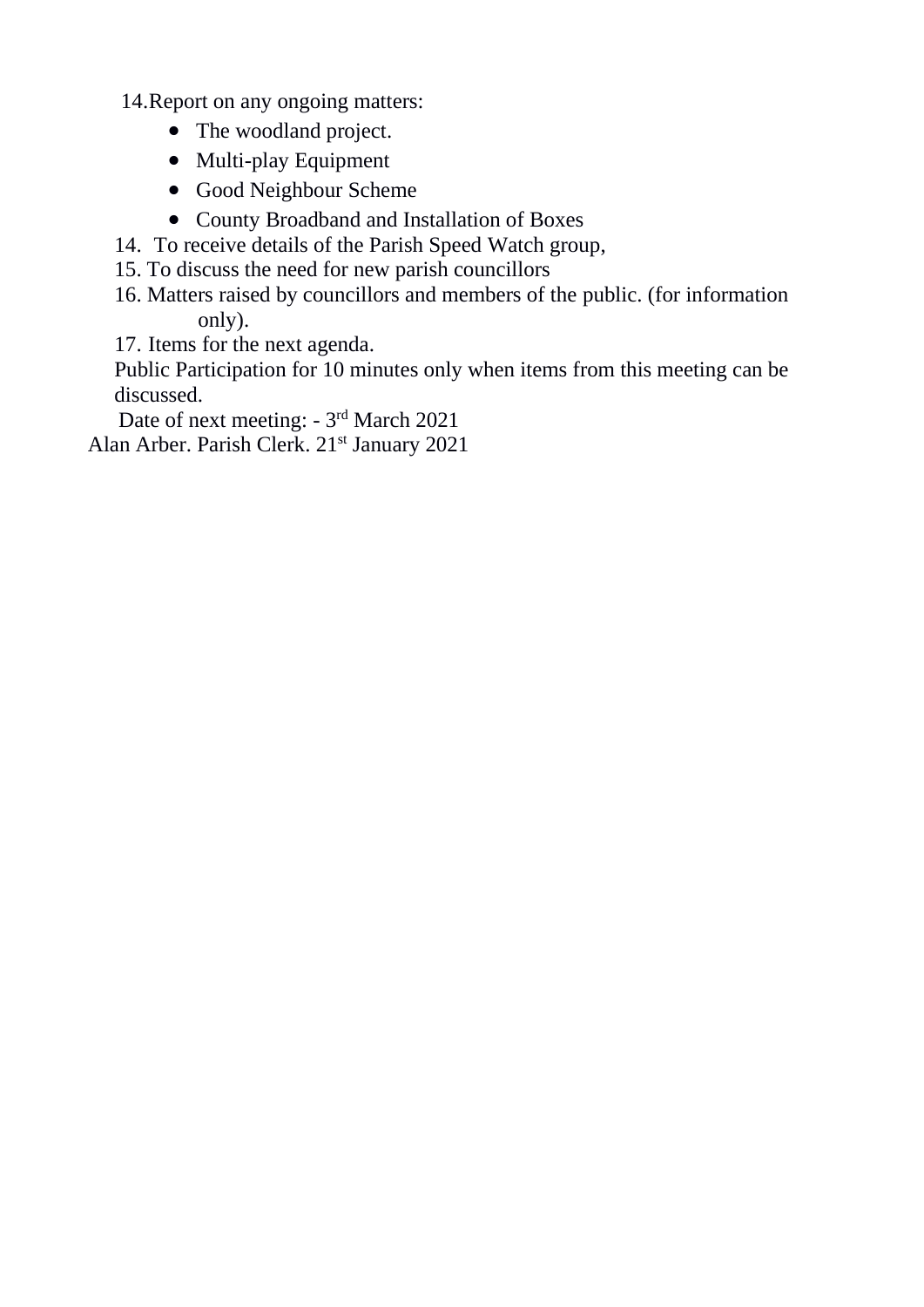14. Report on any ongoing matters:
    - The woodland project.
    - Multi-play Equipment
    - Good Neighbour Scheme
    - County Broadband and Installation of Boxes

14. To receive details of the Parish Speed Watch group,

15. To discuss the need for new parish councillors

16. Matters raised by councillors and members of the public. (for information only).

17. Items for the next agenda.

Public Participation for 10 minutes only when items from this meeting can be discussed.

Date of next meeting: - 3rd March 2021

Alan Arber. Parish Clerk. 21st January 2021